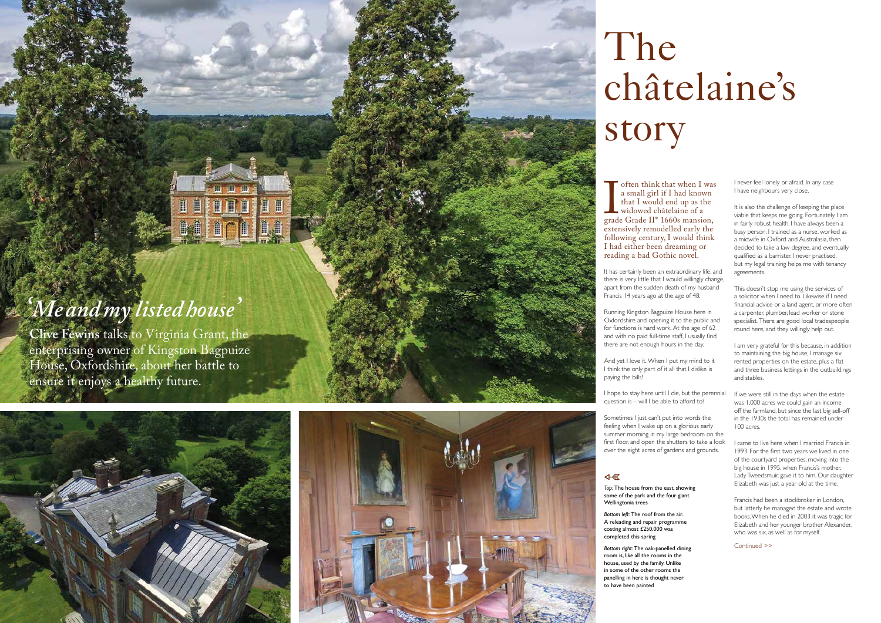# The châtelaine's story

## *'Me and my listed house'*

**Clive Fewins** talks to Virginia Grant, the enterprising owner of Kingston Bagpuize House, Oxfordshire, about her battle to ensure it enjoys a healthy future.

I often think that when I was a small girl if I had known that I would end up as the widowed châtelaine of a grade Grade II* 1660s mansion, extensively remodelled early the following century, I would think I had either been dreaming or reading a bad Gothic novel.

It has certainly been an extraordinary life, and there is very little that I would willingly change, apart from the sudden death of my husband Francis 14 years ago at the age of 48.

Running Kingston Bagpuize House here in Oxfordshire and opening it to the public and for functions is hard work. At the age of 62 and with no paid full-time staff, I usually find there are not enough hours in the day.

And yet I love it. When I put my mind to it I think the only part of it all that I dislike is paying the bills!

I hope to stay here until I die, but the perennial question is – will I be able to afford to?

Sometimes I just can't put into words the feeling when I wake up on a glorious early summer morning in my large bedroom on the first floor, and open the shutters to take a look over the eight acres of gardens and grounds.

*Top:* The house from the east, showing some of the park and the four giant Wellingtonia trees

*Bottom left:* The roof from the air. A releading and repair programme costing almost £250,000 was completed this spring

*Bottom right:* The oak-panelled dining room is, like all the rooms in the house, used by the family. Unlike in some of the other rooms the panelling in here is thought never to have been painted

I never feel lonely or afraid. In any case I have neighbours very close.

It is also the challenge of keeping the place viable that keeps me going. Fortunately I am in fairly robust health. I have always been a busy person. I trained as a nurse, worked as a midwife in Oxford and Australasia, then decided to take a law degree, and eventually qualified as a barrister. I never practised, but my legal training helps me with tenancy agreements.

This doesn't stop me using the services of a solicitor when I need to. Likewise if I need financial advice or a land agent, or more often a carpenter, plumber, lead worker or stone specialist. There are good local tradespeople round here, and they willingly help out.

I am very grateful for this because, in addition to maintaining the big house, I manage six rented properties on the estate, plus a flat and three business lettings in the outbuildings and stables.

If we were still in the days when the estate was 1,000 acres we could gain an income off the farmland, but since the last big sell-off in the 1930s the total has remained under 100 acres.

I came to live here when I married Francis in 1993. For the first two years we lived in one of the courtyard properties, moving into the big house in 1995, when Francis's mother, Lady Tweedsmuir, gave it to him. Our daughter Elizabeth was just a year old at the time.

Francis had been a stockbroker in London, but latterly he managed the estate and wrote books. When he died in 2003 it was tragic for Elizabeth and her younger brother Alexander, who was six, as well as for myself.

Continued >>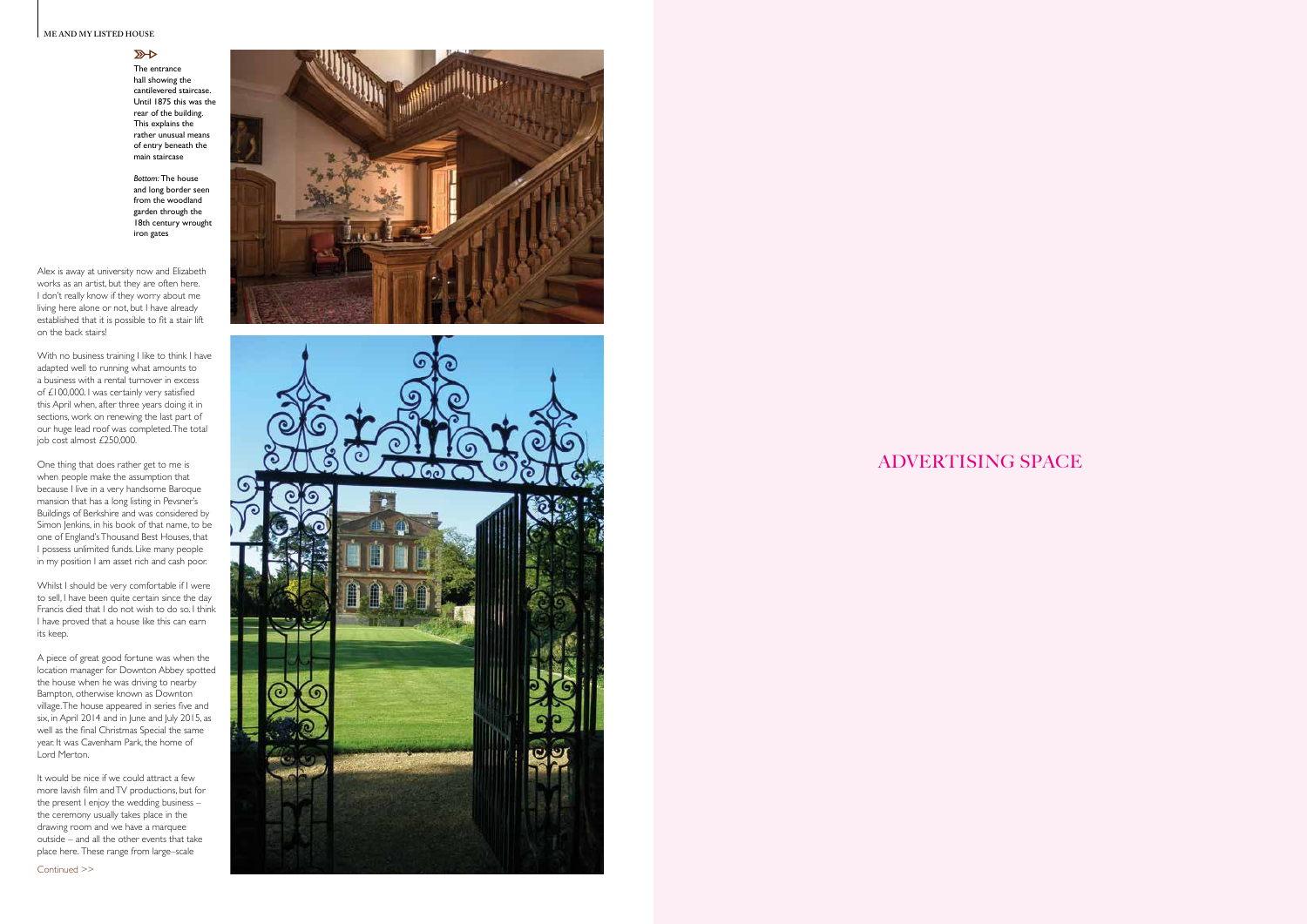The entrance hall showing the cantilevered staircase. Until 1875 this was the rear of the building. This explains the rather unusual means of entry beneath the main staircase

*Bottom:* The house and long border seen from the woodland garden through the 18th century wrought iron gates

Alex is away at university now and Elizabeth works as an artist, but they are often here. I don't really know if they worry about me living here alone or not, but I have already established that it is possible to fit a stair lift on the back stairs!

With no business training I like to think I have adapted well to running what amounts to a business with a rental turnover in excess of £100,000. I was certainly very satisfied this April when, after three years doing it in sections, work on renewing the last part of our huge lead roof was completed. The total job cost almost £250,000.

One thing that does rather get to me is when people make the assumption that because I live in a very handsome Baroque mansion that has a long listing in Pevsner's Buildings of Berkshire and was considered by Simon Jenkins, in his book of that name, to be one of England's Thousand Best Houses, that I possess unlimited funds. Like many people in my position I am asset rich and cash poor.

Whilst I should be very comfortable if I were to sell, I have been quite certain since the day Francis died that I do not wish to do so. I think I have proved that a house like this can earn its keep.

A piece of great good fortune was when the location manager for Downton Abbey spotted the house when he was driving to nearby Bampton, otherwise known as Downton village. The house appeared in series five and six, in April 2014 and in June and July 2015, as well as the final Christmas Special the same year. It was Cavenham Park, the home of Lord Merton.

It would be nice if we could attract a few more lavish film and TV productions, but for the present I enjoy the wedding business – the ceremony usually takes place in the drawing room and we have a marquee outside – and all the other events that take place here. These range from large–scale

Continued >>

ADVERTISING SPACE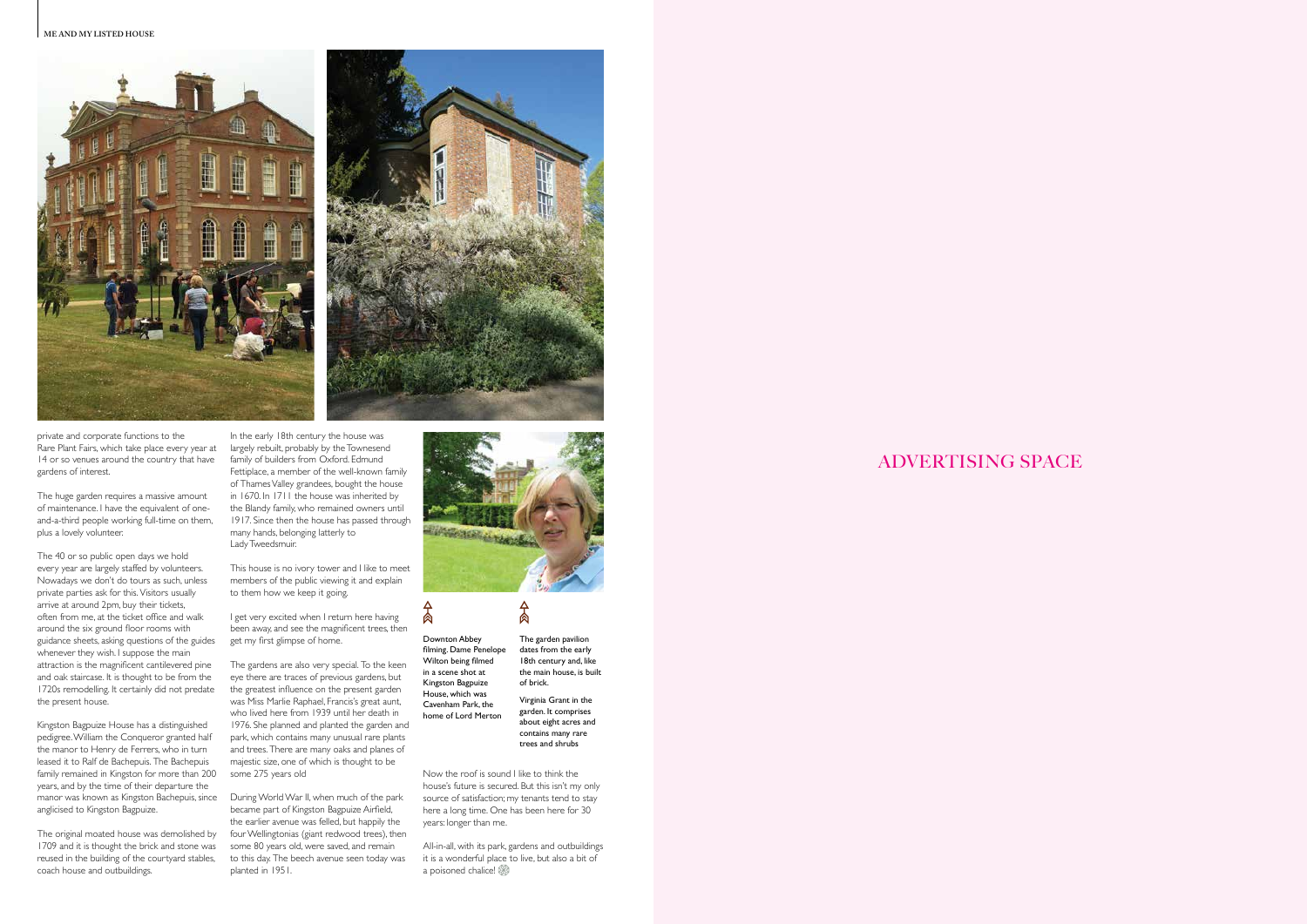private and corporate functions to the Rare Plant Fairs, which take place every year at 14 or so venues around the country that have gardens of interest.

The huge garden requires a massive amount of maintenance. I have the equivalent of one-and-a-third people working full-time on them, plus a lovely volunteer.

The 40 or so public open days we hold every year are largely staffed by volunteers. Nowadays we don't do tours as such, unless private parties ask for this. Visitors usually arrive at around 2pm, buy their tickets, often from me, at the ticket office and walk around the six ground floor rooms with guidance sheets, asking questions of the guides whenever they wish. I suppose the main attraction is the magnificent cantilevered pine and oak staircase. It is thought to be from the 1720s remodelling. It certainly did not predate the present house.

Kingston Bagpuize House has a distinguished pedigree. William the Conqueror granted half the manor to Henry de Ferrers, who in turn leased it to Ralf de Bachepuis. The Bachepuis family remained in Kingston for more than 200 years, and by the time of their departure the manor was known as Kingston Bachepuis, since anglicised to Kingston Bagpuize.

The original moated house was demolished by 1709 and it is thought the brick and stone was reused in the building of the courtyard stables, coach house and outbuildings.

In the early 18th century the house was largely rebuilt, probably by the Townesend family of builders from Oxford. Edmund Fettiplace, a member of the well-known family of Thames Valley grandees, bought the house in 1670. In 1711 the house was inherited by the Blandy family, who remained owners until 1917. Since then the house has passed through many hands, belonging latterly to Lady Tweedsmuir.

This house is no ivory tower and I like to meet members of the public viewing it and explain to them how we keep it going.

I get very excited when I return here having been away, and see the magnificent trees, then get my first glimpse of home.

The gardens are also very special. To the keen eye there are traces of previous gardens, but the greatest influence on the present garden was Miss Marlie Raphael, Francis's great aunt, who lived here from 1939 until her death in 1976. She planned and planted the garden and park, which contains many unusual rare plants and trees. There are many oaks and planes of majestic size, one of which is thought to be some 275 years old

During World War II, when much of the park became part of Kingston Bagpuize Airfield, the earlier avenue was felled, but happily the four Wellingtonias (giant redwood trees), then some 80 years old, were saved, and remain to this day. The beech avenue seen today was planted in 1951.

Downton Abbey filming. Dame Penelope Wilton being filmed in a scene shot at Kingston Bagpuize House, which was Cavenham Park, the home of Lord Merton

The garden pavilion dates from the early 18th century and, like the main house, is built of brick.

Virginia Grant in the garden. It comprises about eight acres and contains many rare trees and shrubs

Now the roof is sound I like to think the house's future is secured. But this isn't my only source of satisfaction; my tenants tend to stay here a long time. One has been here for 30 years: longer than me.

All-in-all, with its park, gardens and outbuildings it is a wonderful place to live, but also a bit of a poisoned chalice!

ADVERTISING SPACE